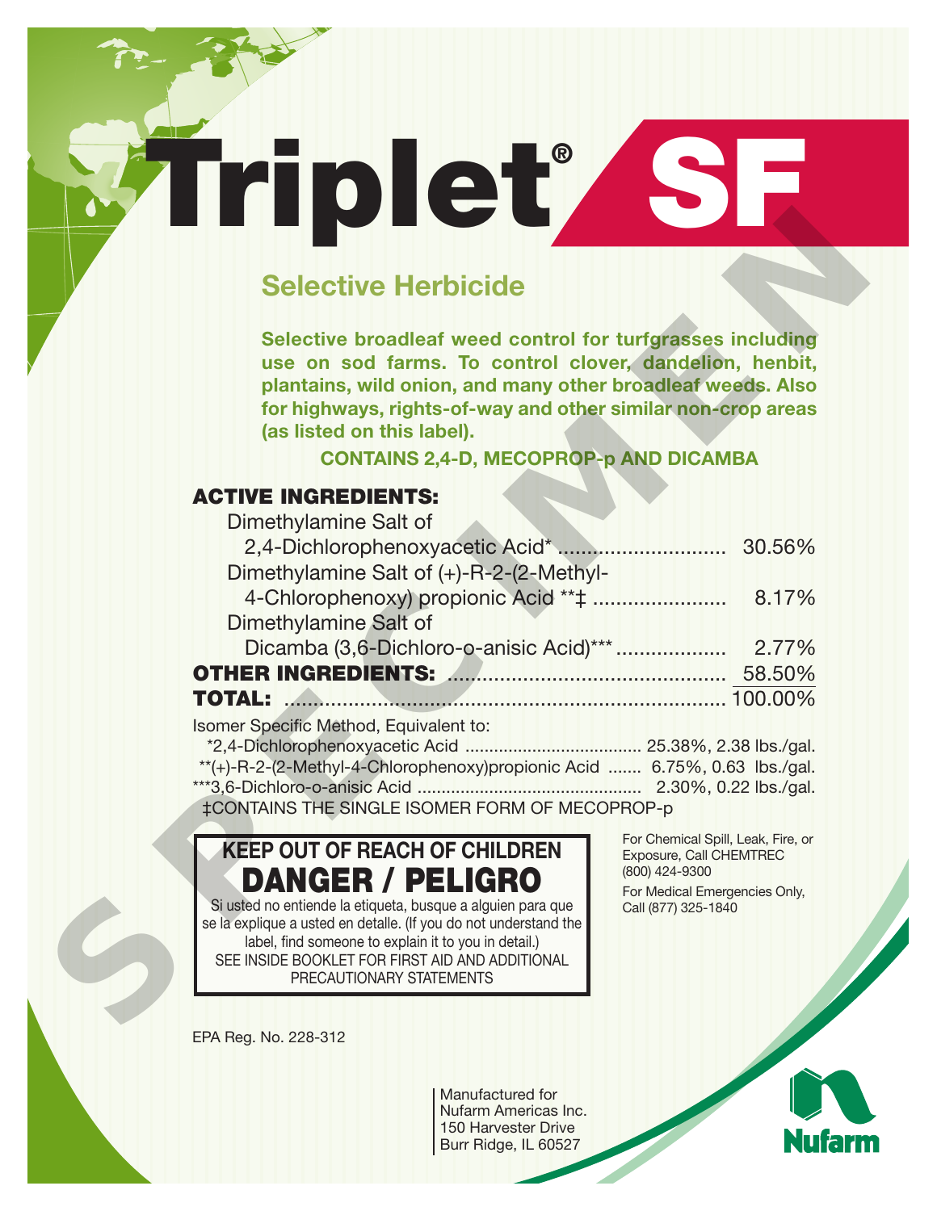# Triplet® SF

## Selective Herbicide

**Selective broadleaf weed control for turfgrasses including use on sod farms. To control clover, dandelion, henbit, plantains, wild onion, and many other broadleaf weeds. Also for highways, rights-of-way and other similar non-crop areas (as listed on this label).**

**CONTAINS 2,4-D, MECOPROP-p AND DICAMBA**

| **ACTIVE INGREDIENTS:** | |
|---|---|
| Dimethylamine Salt of 2,4-Dichlorophenoxyacetic Acid* | 30.56% |
| Dimethylamine Salt of (+)-R-2-(2-Methyl-4-Chlorophenoxy) propionic Acid **‡ | 8.17% |
| Dimethylamine Salt of Dicamba (3,6-Dichloro-o-anisic Acid)*** | 2.77% |
| **OTHER INGREDIENTS:** | 58.50% |
| **TOTAL:** | 100.00% |

Isomer Specific Method, Equivalent to:

*2,4-Dichlorophenoxyacetic Acid .......... 25.38%, 2.38 lbs./gal.

**(+)-R-2-(2-Methyl-4-Chlorophenoxy)propionic Acid .......... 6.75%, 0.63 lbs./gal.

***3,6-Dichloro-o-anisic Acid .......... 2.30%, 0.22 lbs./gal.

‡CONTAINS THE SINGLE ISOMER FORM OF MECOPROP-p

**KEEP OUT OF REACH OF CHILDREN**

**DANGER / PELIGRO**

Si usted no entiende la etiqueta, busque a alguien para que se la explique a usted en detalle. (If you do not understand the label, find someone to explain it to you in detail.)

SEE INSIDE BOOKLET FOR FIRST AID AND ADDITIONAL PRECAUTIONARY STATEMENTS

For Chemical Spill, Leak, Fire, or Exposure, Call CHEMTREC (800) 424-9300

For Medical Emergencies Only, Call (877) 325-1840

EPA Reg. No. 228-312

Manufactured for
Nufarm Americas Inc.
150 Harvester Drive
Burr Ridge, IL 60527

Nufarm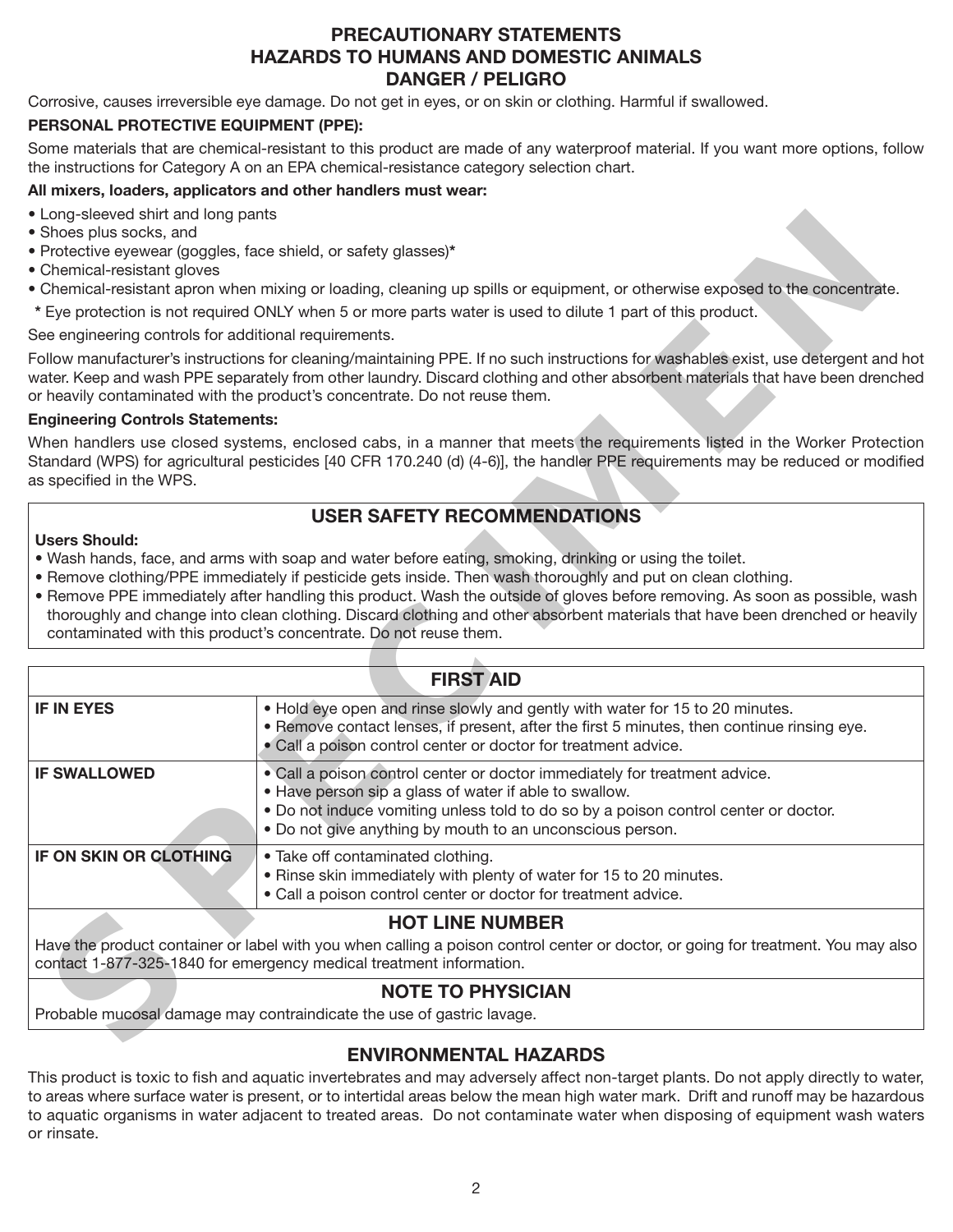# PRECAUTIONARY STATEMENTS
## HAZARDS TO HUMANS AND DOMESTIC ANIMALS
## DANGER / PELIGRO

Corrosive, causes irreversible eye damage. Do not get in eyes, or on skin or clothing. Harmful if swallowed.

**PERSONAL PROTECTIVE EQUIPMENT (PPE):**

Some materials that are chemical-resistant to this product are made of any waterproof material. If you want more options, follow the instructions for Category A on an EPA chemical-resistance category selection chart.

**All mixers, loaders, applicators and other handlers must wear:**

- Long-sleeved shirt and long pants
- Shoes plus socks, and
- Protective eyewear (goggles, face shield, or safety glasses)*
- Chemical-resistant gloves
- Chemical-resistant apron when mixing or loading, cleaning up spills or equipment, or otherwise exposed to the concentrate.

\* Eye protection is not required ONLY when 5 or more parts water is used to dilute 1 part of this product.

See engineering controls for additional requirements.

Follow manufacturer's instructions for cleaning/maintaining PPE. If no such instructions for washables exist, use detergent and hot water. Keep and wash PPE separately from other laundry. Discard clothing and other absorbent materials that have been drenched or heavily contaminated with the product's concentrate. Do not reuse them.

**Engineering Controls Statements:**

When handlers use closed systems, enclosed cabs, in a manner that meets the requirements listed in the Worker Protection Standard (WPS) for agricultural pesticides [40 CFR 170.240 (d) (4-6)], the handler PPE requirements may be reduced or modified as specified in the WPS.

## USER SAFETY RECOMMENDATIONS

**Users Should:**

- Wash hands, face, and arms with soap and water before eating, smoking, drinking or using the toilet.
- Remove clothing/PPE immediately if pesticide gets inside. Then wash thoroughly and put on clean clothing.
- Remove PPE immediately after handling this product. Wash the outside of gloves before removing. As soon as possible, wash thoroughly and change into clean clothing. Discard clothing and other absorbent materials that have been drenched or heavily contaminated with this product's concentrate. Do not reuse them.

## FIRST AID

| | |
|---|---|
| **IF IN EYES** | • Hold eye open and rinse slowly and gently with water for 15 to 20 minutes.<br>• Remove contact lenses, if present, after the first 5 minutes, then continue rinsing eye.<br>• Call a poison control center or doctor for treatment advice. |
| **IF SWALLOWED** | • Call a poison control center or doctor immediately for treatment advice.<br>• Have person sip a glass of water if able to swallow.<br>• Do not induce vomiting unless told to do so by a poison control center or doctor.<br>• Do not give anything by mouth to an unconscious person. |
| **IF ON SKIN OR CLOTHING** | • Take off contaminated clothing.<br>• Rinse skin immediately with plenty of water for 15 to 20 minutes.<br>• Call a poison control center or doctor for treatment advice. |

### HOT LINE NUMBER

Have the product container or label with you when calling a poison control center or doctor, or going for treatment. You may also contact 1-877-325-1840 for emergency medical treatment information.

### NOTE TO PHYSICIAN

Probable mucosal damage may contraindicate the use of gastric lavage.

## ENVIRONMENTAL HAZARDS

This product is toxic to fish and aquatic invertebrates and may adversely affect non-target plants. Do not apply directly to water, to areas where surface water is present, or to intertidal areas below the mean high water mark. Drift and runoff may be hazardous to aquatic organisms in water adjacent to treated areas. Do not contaminate water when disposing of equipment wash waters or rinsate.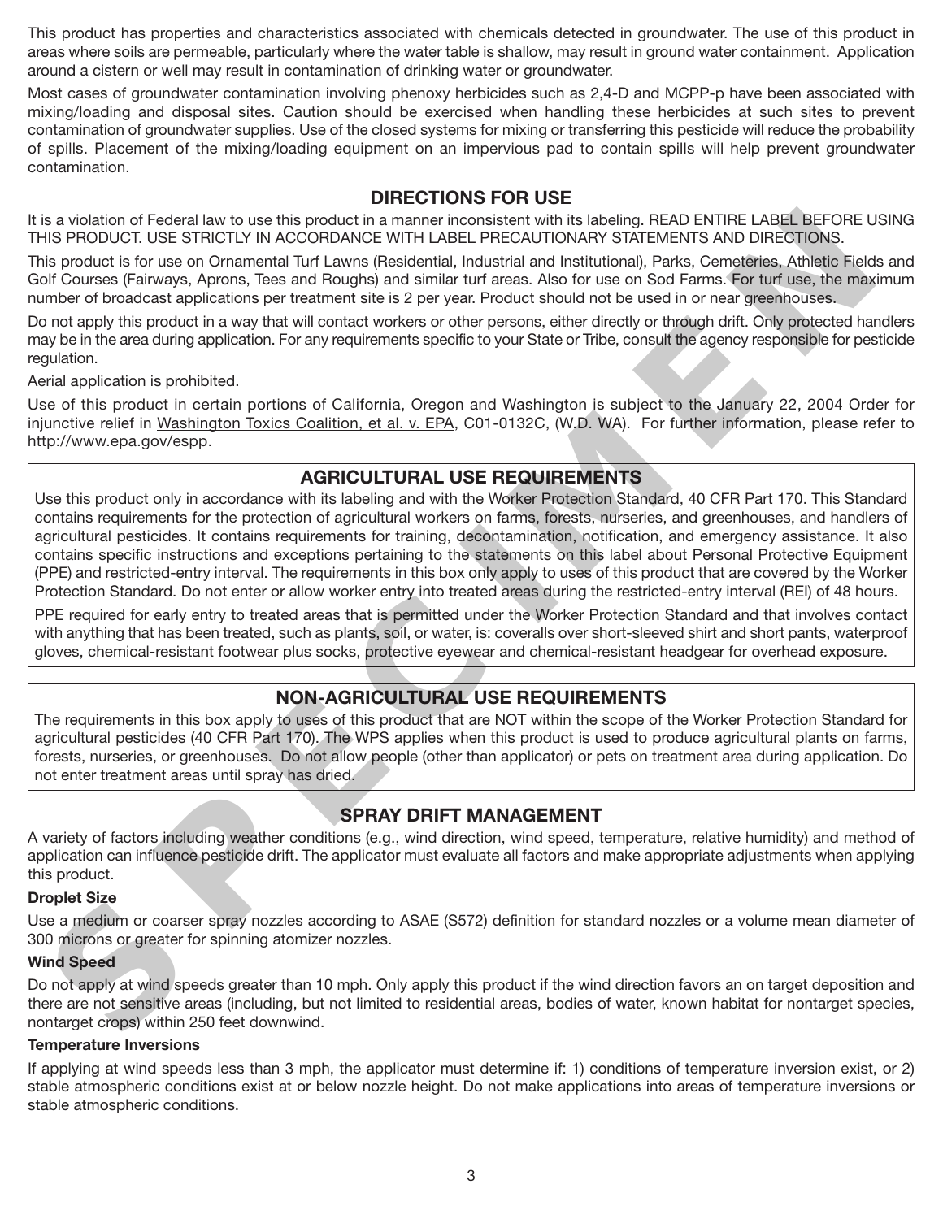This product has properties and characteristics associated with chemicals detected in groundwater. The use of this product in areas where soils are permeable, particularly where the water table is shallow, may result in ground water containment. Application around a cistern or well may result in contamination of drinking water or groundwater.

Most cases of groundwater contamination involving phenoxy herbicides such as 2,4-D and MCPP-p have been associated with mixing/loading and disposal sites. Caution should be exercised when handling these herbicides at such sites to prevent contamination of groundwater supplies. Use of the closed systems for mixing or transferring this pesticide will reduce the probability of spills. Placement of the mixing/loading equipment on an impervious pad to contain spills will help prevent groundwater contamination.

## DIRECTIONS FOR USE

It is a violation of Federal law to use this product in a manner inconsistent with its labeling. READ ENTIRE LABEL BEFORE USING THIS PRODUCT. USE STRICTLY IN ACCORDANCE WITH LABEL PRECAUTIONARY STATEMENTS AND DIRECTIONS.

This product is for use on Ornamental Turf Lawns (Residential, Industrial and Institutional), Parks, Cemeteries, Athletic Fields and Golf Courses (Fairways, Aprons, Tees and Roughs) and similar turf areas. Also for use on Sod Farms. For turf use, the maximum number of broadcast applications per treatment site is 2 per year. Product should not be used in or near greenhouses.

Do not apply this product in a way that will contact workers or other persons, either directly or through drift. Only protected handlers may be in the area during application. For any requirements specific to your State or Tribe, consult the agency responsible for pesticide regulation.

Aerial application is prohibited.

Use of this product in certain portions of California, Oregon and Washington is subject to the January 22, 2004 Order for injunctive relief in Washington Toxics Coalition, et al. v. EPA, C01-0132C, (W.D. WA). For further information, please refer to http://www.epa.gov/espp.

## AGRICULTURAL USE REQUIREMENTS

Use this product only in accordance with its labeling and with the Worker Protection Standard, 40 CFR Part 170. This Standard contains requirements for the protection of agricultural workers on farms, forests, nurseries, and greenhouses, and handlers of agricultural pesticides. It contains requirements for training, decontamination, notification, and emergency assistance. It also contains specific instructions and exceptions pertaining to the statements on this label about Personal Protective Equipment (PPE) and restricted-entry interval. The requirements in this box only apply to uses of this product that are covered by the Worker Protection Standard. Do not enter or allow worker entry into treated areas during the restricted-entry interval (REI) of 48 hours.

PPE required for early entry to treated areas that is permitted under the Worker Protection Standard and that involves contact with anything that has been treated, such as plants, soil, or water, is: coveralls over short-sleeved shirt and short pants, waterproof gloves, chemical-resistant footwear plus socks, protective eyewear and chemical-resistant headgear for overhead exposure.

## NON-AGRICULTURAL USE REQUIREMENTS

The requirements in this box apply to uses of this product that are NOT within the scope of the Worker Protection Standard for agricultural pesticides (40 CFR Part 170). The WPS applies when this product is used to produce agricultural plants on farms, forests, nurseries, or greenhouses. Do not allow people (other than applicator) or pets on treatment area during application. Do not enter treatment areas until spray has dried.

## SPRAY DRIFT MANAGEMENT

A variety of factors including weather conditions (e.g., wind direction, wind speed, temperature, relative humidity) and method of application can influence pesticide drift. The applicator must evaluate all factors and make appropriate adjustments when applying this product.

**Droplet Size**

Use a medium or coarser spray nozzles according to ASAE (S572) definition for standard nozzles or a volume mean diameter of 300 microns or greater for spinning atomizer nozzles.

**Wind Speed**

Do not apply at wind speeds greater than 10 mph. Only apply this product if the wind direction favors an on target deposition and there are not sensitive areas (including, but not limited to residential areas, bodies of water, known habitat for nontarget species, nontarget crops) within 250 feet downwind.

**Temperature Inversions**

If applying at wind speeds less than 3 mph, the applicator must determine if: 1) conditions of temperature inversion exist, or 2) stable atmospheric conditions exist at or below nozzle height. Do not make applications into areas of temperature inversions or stable atmospheric conditions.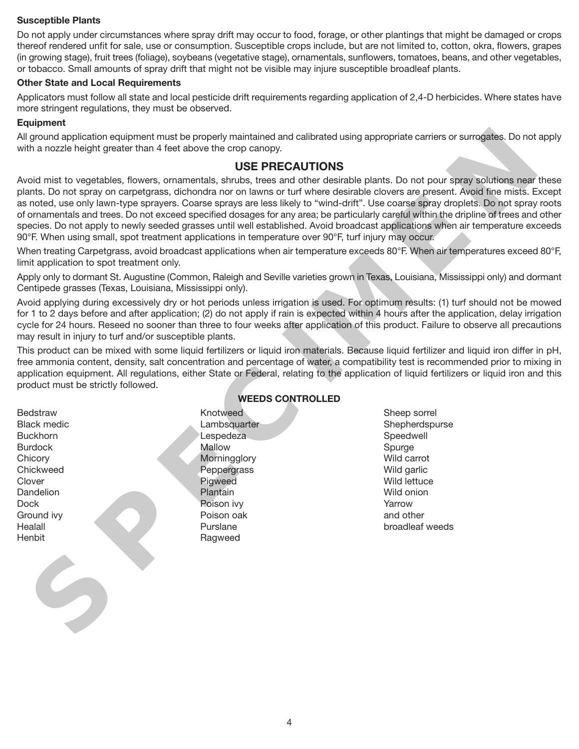**Susceptible Plants**

Do not apply under circumstances where spray drift may occur to food, forage, or other plantings that might be damaged or crops thereof rendered unfit for sale, use or consumption. Susceptible crops include, but are not limited to, cotton, okra, flowers, grapes (in growing stage), fruit trees (foliage), soybeans (vegetative stage), ornamentals, sunflowers, tomatoes, beans, and other vegetables, or tobacco. Small amounts of spray drift that might not be visible may injure susceptible broadleaf plants.

**Other State and Local Requirements**

Applicators must follow all state and local pesticide drift requirements regarding application of 2,4-D herbicides. Where states have more stringent regulations, they must be observed.

**Equipment**

All ground application equipment must be properly maintained and calibrated using appropriate carriers or surrogates. Do not apply with a nozzle height greater than 4 feet above the crop canopy.

## USE PRECAUTIONS

Avoid mist to vegetables, flowers, ornamentals, shrubs, trees and other desirable plants. Do not pour spray solutions near these plants. Do not spray on carpetgrass, dichondra nor on lawns or turf where desirable clovers are present. Avoid fine mists. Except as noted, use only lawn-type sprayers. Coarse sprays are less likely to "wind-drift". Use coarse spray droplets. Do not spray roots of ornamentals and trees. Do not exceed specified dosages for any area; be particularly careful within the dripline of trees and other species. Do not apply to newly seeded grasses until well established. Avoid broadcast applications when air temperature exceeds 90°F. When using small, spot treatment applications in temperature over 90°F, turf injury may occur.

When treating Carpetgrass, avoid broadcast applications when air temperature exceeds 80°F. When air temperatures exceed 80°F, limit application to spot treatment only.

Apply only to dormant St. Augustine (Common, Raleigh and Seville varieties grown in Texas, Louisiana, Mississippi only) and dormant Centipede grasses (Texas, Louisiana, Mississippi only).

Avoid applying during excessively dry or hot periods unless irrigation is used. For optimum results: (1) turf should not be mowed for 1 to 2 days before and after application; (2) do not apply if rain is expected within 4 hours after the application, delay irrigation cycle for 24 hours. Reseed no sooner than three to four weeks after application of this product. Failure to observe all precautions may result in injury to turf and/or susceptible plants.

This product can be mixed with some liquid fertilizers or liquid iron materials. Because liquid fertilizer and liquid iron differ in pH, free ammonia content, density, salt concentration and percentage of water, a compatibility test is recommended prior to mixing in application equipment. All regulations, either State or Federal, relating to the application of liquid fertilizers or liquid iron and this product must be strictly followed.

**WEEDS CONTROLLED**

Bedstraw
Black medic
Buckhorn
Burdock
Chicory
Chickweed
Clover
Dandelion
Dock
Ground ivy
Healall
Henbit
Knotweed
Lambsquarter
Lespedeza
Mallow
Morningglory
Peppergrass
Pigweed
Plantain
Poison ivy
Poison oak
Purslane
Ragweed
Sheep sorrel
Shepherdspurse
Speedwell
Spurge
Wild carrot
Wild garlic
Wild lettuce
Wild onion
Yarrow
and other broadleaf weeds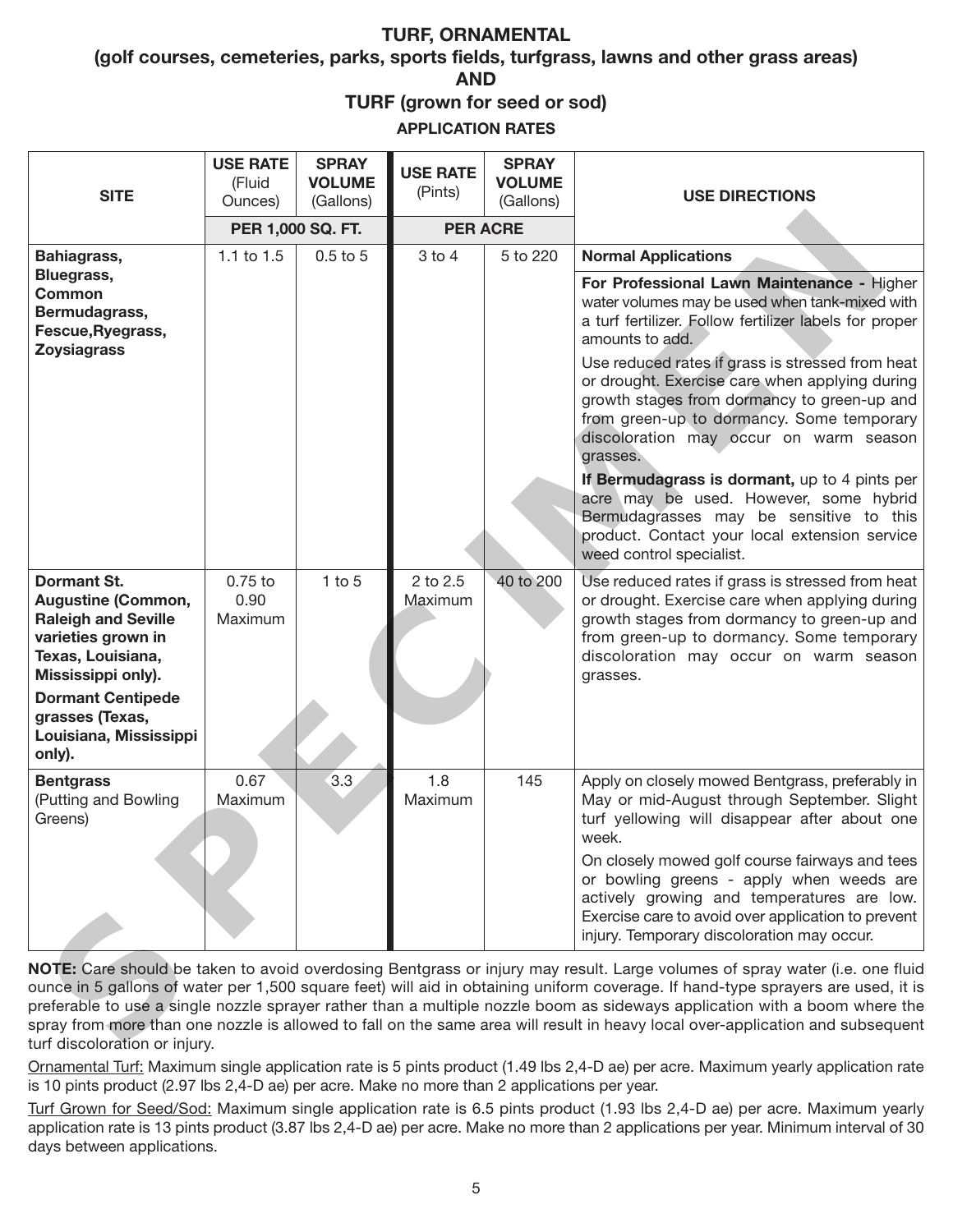## TURF, ORNAMENTAL
## (golf courses, cemeteries, parks, sports fields, turfgrass, lawns and other grass areas)
## AND
## TURF (grown for seed or sod)

### APPLICATION RATES

| SITE | USE RATE (Fluid Ounces) | SPRAY VOLUME (Gallons) | USE RATE (Pints) | SPRAY VOLUME (Gallons) | USE DIRECTIONS |
|---|---|---|---|---|---|
| | PER 1,000 SQ. FT. | | PER ACRE | | |
| **Bahiagrass, Bluegrass, Common Bermudagrass, Fescue, Ryegrass, Zoysiagrass** | 1.1 to 1.5 | 0.5 to 5 | 3 to 4 | 5 to 220 | **Normal Applications**<br>**For Professional Lawn Maintenance -** Higher water volumes may be used when tank-mixed with a turf fertilizer. Follow fertilizer labels for proper amounts to add.<br>Use reduced rates if grass is stressed from heat or drought. Exercise care when applying during growth stages from dormancy to green-up and from green-up to dormancy. Some temporary discoloration may occur on warm season grasses.<br>**If Bermudagrass is dormant,** up to 4 pints per acre may be used. However, some hybrid Bermudagrasses may be sensitive to this product. Contact your local extension service weed control specialist. |
| **Dormant St. Augustine (Common, Raleigh and Seville varieties grown in Texas, Louisiana, Mississippi only).**<br>**Dormant Centipede grasses (Texas, Louisiana, Mississippi only).** | 0.75 to 0.90 Maximum | 1 to 5 | 2 to 2.5 Maximum | 40 to 200 | Use reduced rates if grass is stressed from heat or drought. Exercise care when applying during growth stages from dormancy to green-up and from green-up to dormancy. Some temporary discoloration may occur on warm season grasses. |
| **Bentgrass** (Putting and Bowling Greens) | 0.67 Maximum | 3.3 | 1.8 Maximum | 145 | Apply on closely mowed Bentgrass, preferably in May or mid-August through September. Slight turf yellowing will disappear after about one week.<br>On closely mowed golf course fairways and tees or bowling greens - apply when weeds are actively growing and temperatures are low. Exercise care to avoid over application to prevent injury. Temporary discoloration may occur. |

**NOTE:** Care should be taken to avoid overdosing Bentgrass or injury may result. Large volumes of spray water (i.e. one fluid ounce in 5 gallons of water per 1,500 square feet) will aid in obtaining uniform coverage. If hand-type sprayers are used, it is preferable to use a single nozzle sprayer rather than a multiple nozzle boom as sideways application with a boom where the spray from more than one nozzle is allowed to fall on the same area will result in heavy local over-application and subsequent turf discoloration or injury.

<u>Ornamental Turf:</u> Maximum single application rate is 5 pints product (1.49 lbs 2,4-D ae) per acre. Maximum yearly application rate is 10 pints product (2.97 lbs 2,4-D ae) per acre. Make no more than 2 applications per year.

<u>Turf Grown for Seed/Sod:</u> Maximum single application rate is 6.5 pints product (1.93 lbs 2,4-D ae) per acre. Maximum yearly application rate is 13 pints product (3.87 lbs 2,4-D ae) per acre. Make no more than 2 applications per year. Minimum interval of 30 days between applications.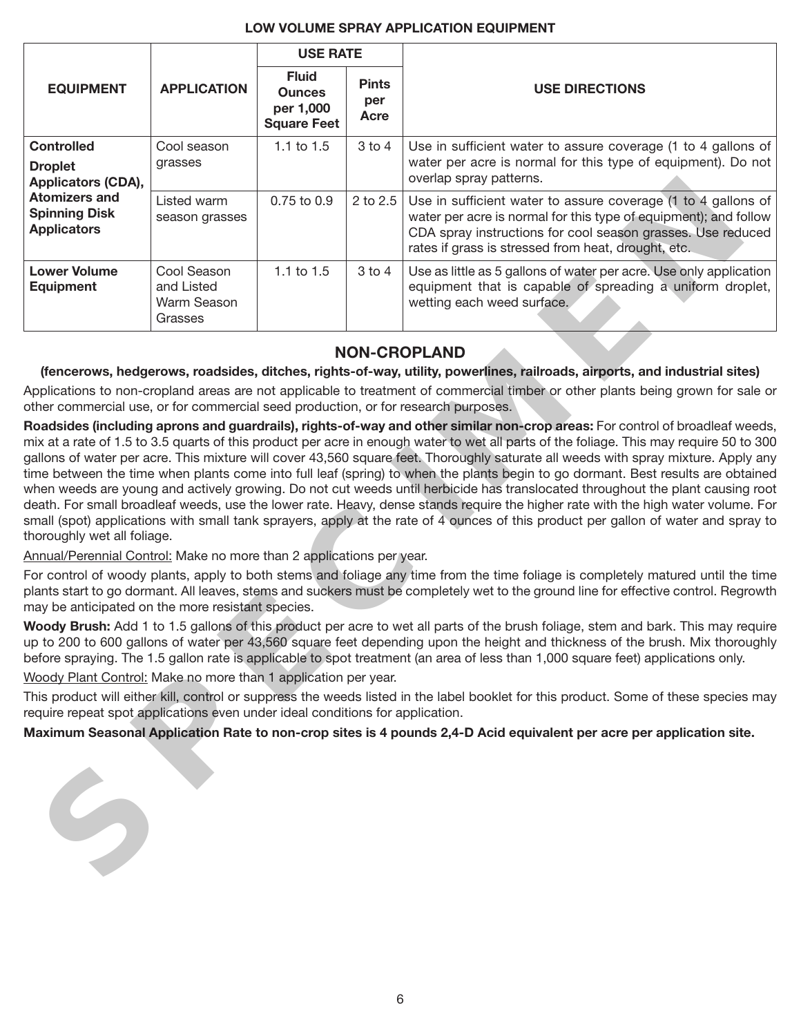## LOW VOLUME SPRAY APPLICATION EQUIPMENT

| EQUIPMENT | APPLICATION | USE RATE | | USE DIRECTIONS |
|---|---|---|---|---|
| | | Fluid Ounces per 1,000 Square Feet | Pints per Acre | |
| **Controlled Droplet Applicators (CDA), Atomizers and Spinning Disk Applicators** | Cool season grasses | 1.1 to 1.5 | 3 to 4 | Use in sufficient water to assure coverage (1 to 4 gallons of water per acre is normal for this type of equipment). Do not overlap spray patterns. |
| | Listed warm season grasses | 0.75 to 0.9 | 2 to 2.5 | Use in sufficient water to assure coverage (1 to 4 gallons of water per acre is normal for this type of equipment); and follow CDA spray instructions for cool season grasses. Use reduced rates if grass is stressed from heat, drought, etc. |
| **Lower Volume Equipment** | Cool Season and Listed Warm Season Grasses | 1.1 to 1.5 | 3 to 4 | Use as little as 5 gallons of water per acre. Use only application equipment that is capable of spreading a uniform droplet, wetting each weed surface. |

## NON-CROPLAND

**(fencerows, hedgerows, roadsides, ditches, rights-of-way, utility, powerlines, railroads, airports, and industrial sites)**

Applications to non-cropland areas are not applicable to treatment of commercial timber or other plants being grown for sale or other commercial use, or for commercial seed production, or for research purposes.

**Roadsides (including aprons and guardrails), rights-of-way and other similar non-crop areas:** For control of broadleaf weeds, mix at a rate of 1.5 to 3.5 quarts of this product per acre in enough water to wet all parts of the foliage. This may require 50 to 300 gallons of water per acre. This mixture will cover 43,560 square feet. Thoroughly saturate all weeds with spray mixture. Apply any time between the time when plants come into full leaf (spring) to when the plants begin to go dormant. Best results are obtained when weeds are young and actively growing. Do not cut weeds until herbicide has translocated throughout the plant causing root death. For small broadleaf weeds, use the lower rate. Heavy, dense stands require the higher rate with the high water volume. For small (spot) applications with small tank sprayers, apply at the rate of 4 ounces of this product per gallon of water and spray to thoroughly wet all foliage.

Annual/Perennial Control: Make no more than 2 applications per year.

For control of woody plants, apply to both stems and foliage any time from the time foliage is completely matured until the time plants start to go dormant. All leaves, stems and suckers must be completely wet to the ground line for effective control. Regrowth may be anticipated on the more resistant species.

**Woody Brush:** Add 1 to 1.5 gallons of this product per acre to wet all parts of the brush foliage, stem and bark. This may require up to 200 to 600 gallons of water per 43,560 square feet depending upon the height and thickness of the brush. Mix thoroughly before spraying. The 1.5 gallon rate is applicable to spot treatment (an area of less than 1,000 square feet) applications only.

Woody Plant Control: Make no more than 1 application per year.

This product will either kill, control or suppress the weeds listed in the label booklet for this product. Some of these species may require repeat spot applications even under ideal conditions for application.

**Maximum Seasonal Application Rate to non-crop sites is 4 pounds 2,4-D Acid equivalent per acre per application site.**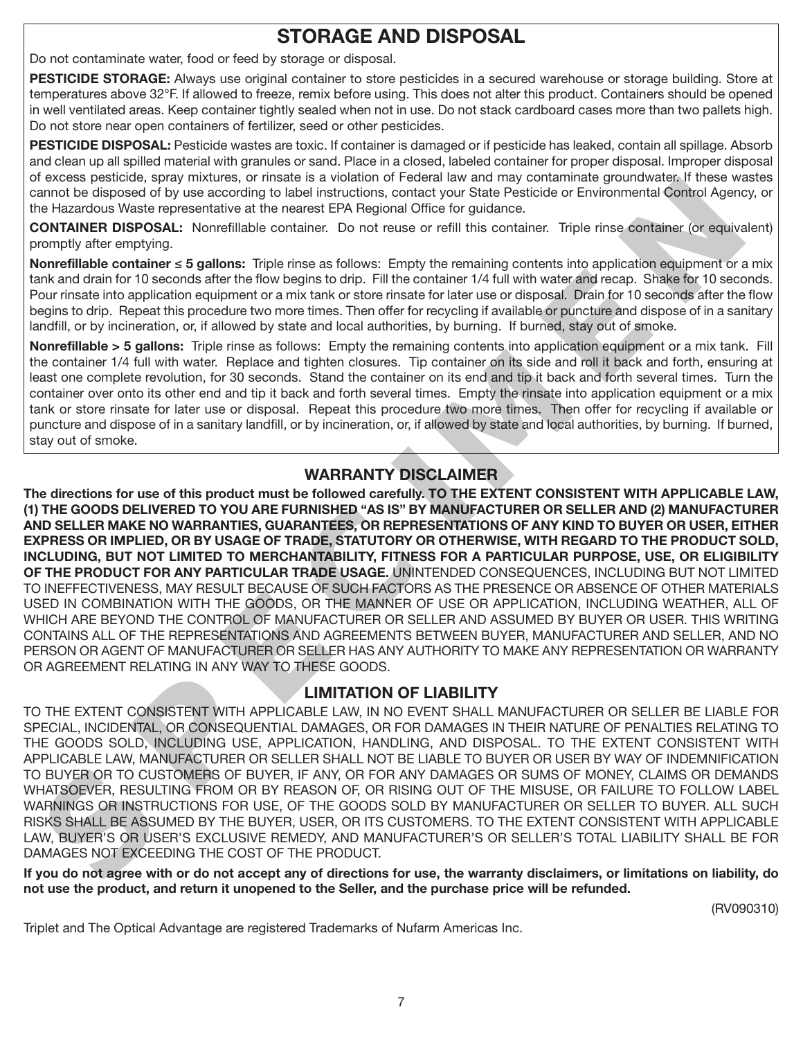## STORAGE AND DISPOSAL

Do not contaminate water, food or feed by storage or disposal.

**PESTICIDE STORAGE:** Always use original container to store pesticides in a secured warehouse or storage building. Store at temperatures above 32°F. If allowed to freeze, remix before using. This does not alter this product. Containers should be opened in well ventilated areas. Keep container tightly sealed when not in use. Do not stack cardboard cases more than two pallets high. Do not store near open containers of fertilizer, seed or other pesticides.

**PESTICIDE DISPOSAL:** Pesticide wastes are toxic. If container is damaged or if pesticide has leaked, contain all spillage. Absorb and clean up all spilled material with granules or sand. Place in a closed, labeled container for proper disposal. Improper disposal of excess pesticide, spray mixtures, or rinsate is a violation of Federal law and may contaminate groundwater. If these wastes cannot be disposed of by use according to label instructions, contact your State Pesticide or Environmental Control Agency, or the Hazardous Waste representative at the nearest EPA Regional Office for guidance.

**CONTAINER DISPOSAL:** Nonrefillable container. Do not reuse or refill this container. Triple rinse container (or equivalent) promptly after emptying.

**Nonrefillable container ≤ 5 gallons:** Triple rinse as follows: Empty the remaining contents into application equipment or a mix tank and drain for 10 seconds after the flow begins to drip. Fill the container 1/4 full with water and recap. Shake for 10 seconds. Pour rinsate into application equipment or a mix tank or store rinsate for later use or disposal. Drain for 10 seconds after the flow begins to drip. Repeat this procedure two more times. Then offer for recycling if available or puncture and dispose of in a sanitary landfill, or by incineration, or, if allowed by state and local authorities, by burning. If burned, stay out of smoke.

**Nonrefillable > 5 gallons:** Triple rinse as follows: Empty the remaining contents into application equipment or a mix tank. Fill the container 1/4 full with water. Replace and tighten closures. Tip container on its side and roll it back and forth, ensuring at least one complete revolution, for 30 seconds. Stand the container on its end and tip it back and forth several times. Turn the container over onto its other end and tip it back and forth several times. Empty the rinsate into application equipment or a mix tank or store rinsate for later use or disposal. Repeat this procedure two more times. Then offer for recycling if available or puncture and dispose of in a sanitary landfill, or by incineration, or, if allowed by state and local authorities, by burning. If burned, stay out of smoke.

## WARRANTY DISCLAIMER

**The directions for use of this product must be followed carefully. TO THE EXTENT CONSISTENT WITH APPLICABLE LAW, (1) THE GOODS DELIVERED TO YOU ARE FURNISHED "AS IS" BY MANUFACTURER OR SELLER AND (2) MANUFACTURER AND SELLER MAKE NO WARRANTIES, GUARANTEES, OR REPRESENTATIONS OF ANY KIND TO BUYER OR USER, EITHER EXPRESS OR IMPLIED, OR BY USAGE OF TRADE, STATUTORY OR OTHERWISE, WITH REGARD TO THE PRODUCT SOLD, INCLUDING, BUT NOT LIMITED TO MERCHANTABILITY, FITNESS FOR A PARTICULAR PURPOSE, USE, OR ELIGIBILITY OF THE PRODUCT FOR ANY PARTICULAR TRADE USAGE.** UNINTENDED CONSEQUENCES, INCLUDING BUT NOT LIMITED TO INEFFECTIVENESS, MAY RESULT BECAUSE OF SUCH FACTORS AS THE PRESENCE OR ABSENCE OF OTHER MATERIALS USED IN COMBINATION WITH THE GOODS, OR THE MANNER OF USE OR APPLICATION, INCLUDING WEATHER, ALL OF WHICH ARE BEYOND THE CONTROL OF MANUFACTURER OR SELLER AND ASSUMED BY BUYER OR USER. THIS WRITING CONTAINS ALL OF THE REPRESENTATIONS AND AGREEMENTS BETWEEN BUYER, MANUFACTURER AND SELLER, AND NO PERSON OR AGENT OF MANUFACTURER OR SELLER HAS ANY AUTHORITY TO MAKE ANY REPRESENTATION OR WARRANTY OR AGREEMENT RELATING IN ANY WAY TO THESE GOODS.

## LIMITATION OF LIABILITY

TO THE EXTENT CONSISTENT WITH APPLICABLE LAW, IN NO EVENT SHALL MANUFACTURER OR SELLER BE LIABLE FOR SPECIAL, INCIDENTAL, OR CONSEQUENTIAL DAMAGES, OR FOR DAMAGES IN THEIR NATURE OF PENALTIES RELATING TO THE GOODS SOLD, INCLUDING USE, APPLICATION, HANDLING, AND DISPOSAL. TO THE EXTENT CONSISTENT WITH APPLICABLE LAW, MANUFACTURER OR SELLER SHALL NOT BE LIABLE TO BUYER OR USER BY WAY OF INDEMNIFICATION TO BUYER OR TO CUSTOMERS OF BUYER, IF ANY, OR FOR ANY DAMAGES OR SUMS OF MONEY, CLAIMS OR DEMANDS WHATSOEVER, RESULTING FROM OR BY REASON OF, OR RISING OUT OF THE MISUSE, OR FAILURE TO FOLLOW LABEL WARNINGS OR INSTRUCTIONS FOR USE, OF THE GOODS SOLD BY MANUFACTURER OR SELLER TO BUYER. ALL SUCH RISKS SHALL BE ASSUMED BY THE BUYER, USER, OR ITS CUSTOMERS. TO THE EXTENT CONSISTENT WITH APPLICABLE LAW, BUYER'S OR USER'S EXCLUSIVE REMEDY, AND MANUFACTURER'S OR SELLER'S TOTAL LIABILITY SHALL BE FOR DAMAGES NOT EXCEEDING THE COST OF THE PRODUCT.

**If you do not agree with or do not accept any of directions for use, the warranty disclaimers, or limitations on liability, do not use the product, and return it unopened to the Seller, and the purchase price will be refunded.**

(RV090310)

Triplet and The Optical Advantage are registered Trademarks of Nufarm Americas Inc.